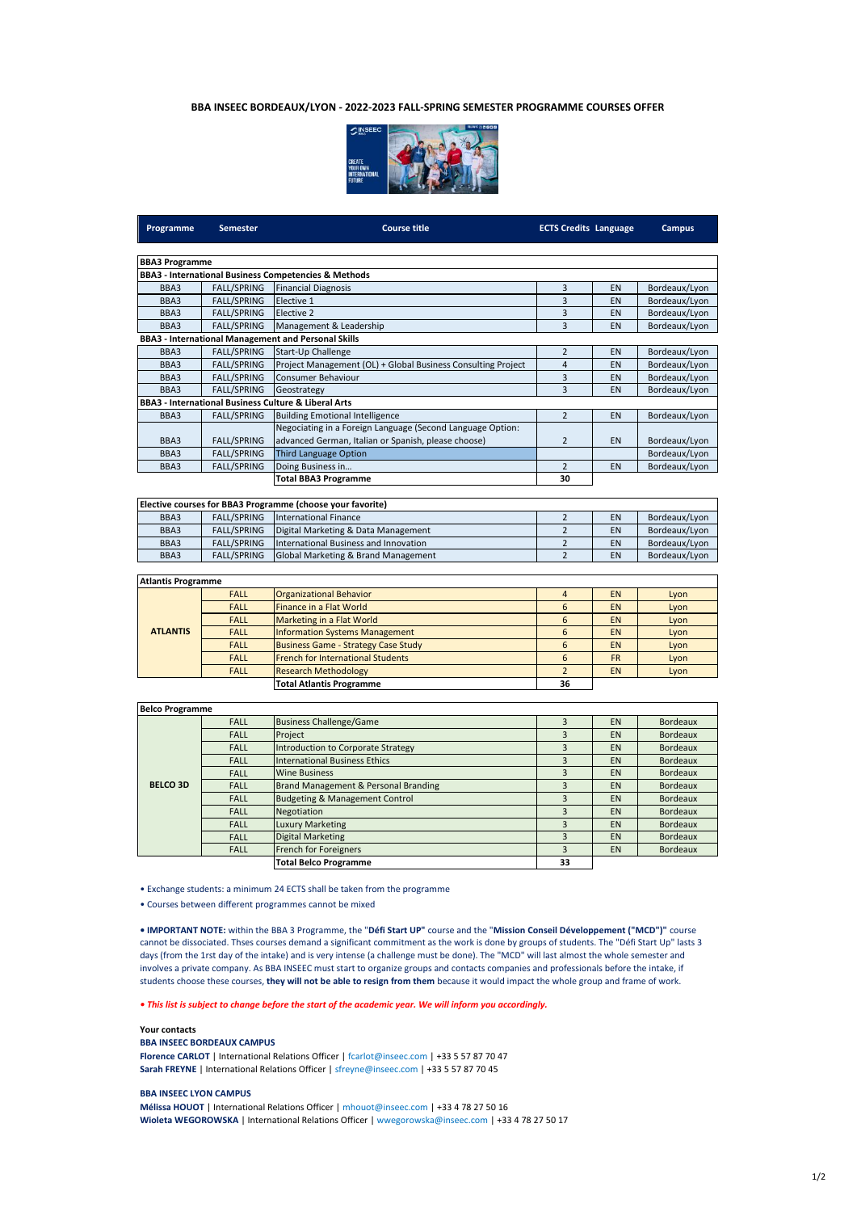# BBA INSEEC BORDEAUX/LYON - 2022-2023 FALL-SPRING SEMESTER PROGRAMME COURSES OFFER

| Programme | Semester | Course title | ECTS Credits | Language | Campus |
|---|---|---|---|---|---|
| **BBA3 Programme** | | | | | |
| **BBA3 - International Business Competencies & Methods** | | | | | |
| BBA3 | FALL/SPRING | Financial Diagnosis | 3 | EN | Bordeaux/Lyon |
| BBA3 | FALL/SPRING | Elective 1 | 3 | EN | Bordeaux/Lyon |
| BBA3 | FALL/SPRING | Elective 2 | 3 | EN | Bordeaux/Lyon |
| BBA3 | FALL/SPRING | Management & Leadership | 3 | EN | Bordeaux/Lyon |
| **BBA3 - International Management and Personal Skills** | | | | | |
| BBA3 | FALL/SPRING | Start-Up Challenge | 2 | EN | Bordeaux/Lyon |
| BBA3 | FALL/SPRING | Project Management (OL) + Global Business Consulting Project | 4 | EN | Bordeaux/Lyon |
| BBA3 | FALL/SPRING | Consumer Behaviour | 3 | EN | Bordeaux/Lyon |
| BBA3 | FALL/SPRING | Geostrategy | 3 | EN | Bordeaux/Lyon |
| **BBA3 - International Business Culture & Liberal Arts** | | | | | |
| BBA3 | FALL/SPRING | Building Emotional Intelligence | 2 | EN | Bordeaux/Lyon |
| BBA3 | FALL/SPRING | Negociating in a Foreign Language (Second Language Option: advanced German, Italian or Spanish, please choose) | 2 | EN | Bordeaux/Lyon |
| BBA3 | FALL/SPRING | Third Language Option | | | Bordeaux/Lyon |
| BBA3 | FALL/SPRING | Doing Business in... | 2 | EN | Bordeaux/Lyon |
| | | **Total BBA3 Programme** | **30** | | |

| Elective courses for BBA3 Programme (choose your favorite) | | | | | |
|---|---|---|---|---|---|
| BBA3 | FALL/SPRING | International Finance | 2 | EN | Bordeaux/Lyon |
| BBA3 | FALL/SPRING | Digital Marketing & Data Management | 2 | EN | Bordeaux/Lyon |
| BBA3 | FALL/SPRING | International Business and Innovation | 2 | EN | Bordeaux/Lyon |
| BBA3 | FALL/SPRING | Global Marketing & Brand Management | 2 | EN | Bordeaux/Lyon |

| Atlantis Programme | | | | | |
|---|---|---|---|---|---|
| **ATLANTIS** | FALL | Organizational Behavior | 4 | EN | Lyon |
| | FALL | Finance in a Flat World | 6 | EN | Lyon |
| | FALL | Marketing in a Flat World | 6 | EN | Lyon |
| | FALL | Information Systems Management | 6 | EN | Lyon |
| | FALL | Business Game - Strategy Case Study | 6 | EN | Lyon |
| | FALL | French for International Students | 6 | FR | Lyon |
| | FALL | Research Methodology | 2 | EN | Lyon |
| | | **Total Atlantis Programme** | **36** | | |

| Belco Programme | | | | | |
|---|---|---|---|---|---|
| **BELCO 3D** | FALL | Business Challenge/Game | 3 | EN | Bordeaux |
| | FALL | Project | 3 | EN | Bordeaux |
| | FALL | Introduction to Corporate Strategy | 3 | EN | Bordeaux |
| | FALL | International Business Ethics | 3 | EN | Bordeaux |
| | FALL | Wine Business | 3 | EN | Bordeaux |
| | FALL | Brand Management & Personal Branding | 3 | EN | Bordeaux |
| | FALL | Budgeting & Management Control | 3 | EN | Bordeaux |
| | FALL | Negotiation | 3 | EN | Bordeaux |
| | FALL | Luxury Marketing | 3 | EN | Bordeaux |
| | FALL | Digital Marketing | 3 | EN | Bordeaux |
| | FALL | French for Foreigners | 3 | EN | Bordeaux |
| | | **Total Belco Programme** | **33** | | |

- Exchange students: a minimum 24 ECTS shall be taken from the programme
- Courses between different programmes cannot be mixed

• **IMPORTANT NOTE:** within the BBA 3 Programme, the "**Défi Start UP"** course and the "**Mission Conseil Développement ("MCD")"** course cannot be dissociated. Thses courses demand a significant commitment as the work is done by groups of students. The "Défi Start Up" lasts 3 days (from the 1rst day of the intake) and is very intense (a challenge must be done). The "MCD" will last almost the whole semester and involves a private company. As BBA INSEEC must start to organize groups and contacts companies and professionals before the intake, if students choose these courses, **they will not be able to resign from them** because it would impact the whole group and frame of work.

***• This list is subject to change before the start of the academic year. We will inform you accordingly.***

**Your contacts**

**BBA INSEEC BORDEAUX CAMPUS**

**Florence CARLOT** | International Relations Officer | fcarlot@inseec.com | +33 5 57 87 70 47
**Sarah FREYNE** | International Relations Officer | sfreyne@inseec.com | +33 5 57 87 70 45

**BBA INSEEC LYON CAMPUS**

**Mélissa HOUOT** | International Relations Officer | mhouot@inseec.com | +33 4 78 27 50 16
**Wioleta WEGOROWSKA** | International Relations Officer | wwegorowska@inseec.com | +33 4 78 27 50 17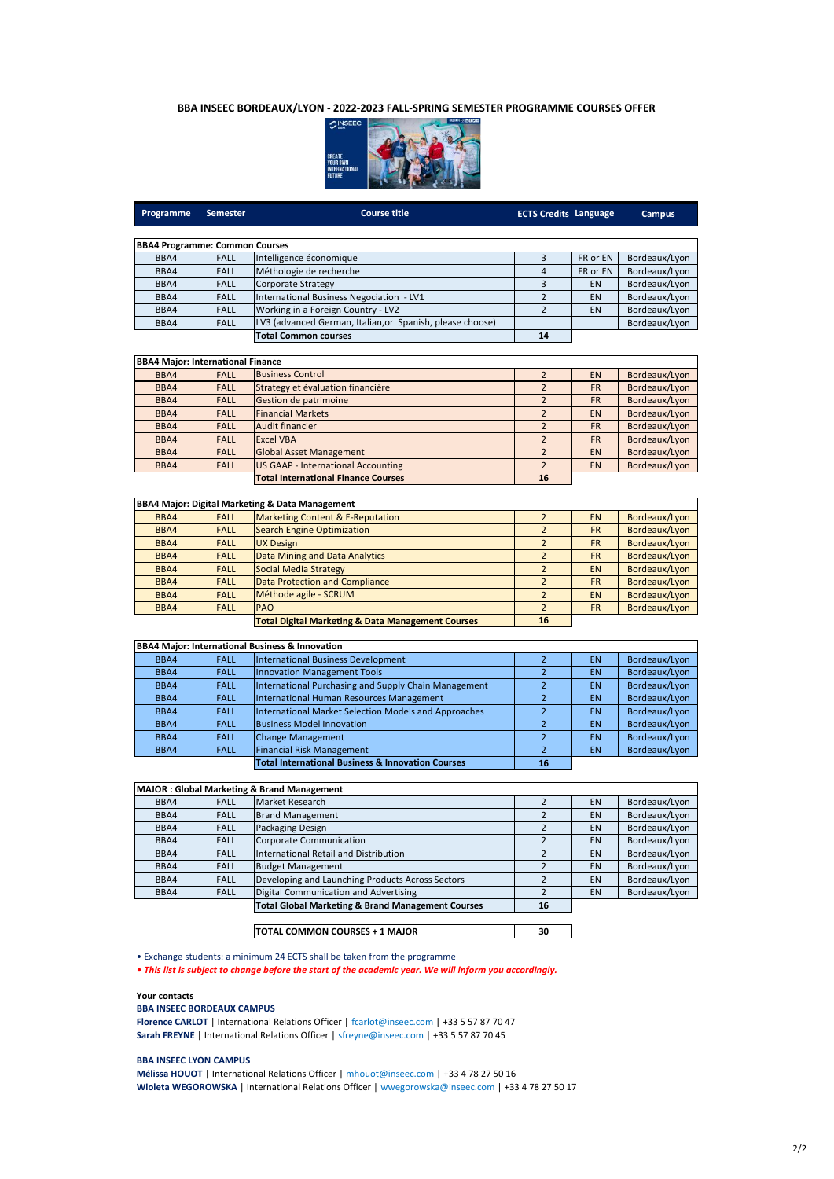# BBA INSEEC BORDEAUX/LYON - 2022-2023 FALL-SPRING SEMESTER PROGRAMME COURSES OFFER

| Programme | Semester | Course title | ECTS Credits | Language | Campus |
|---|---|---|---|---|---|
| **BBA4 Programme: Common Courses** | | | | | |
| BBA4 | FALL | Intelligence économique | 3 | FR or EN | Bordeaux/Lyon |
| BBA4 | FALL | Méthologie de recherche | 4 | FR or EN | Bordeaux/Lyon |
| BBA4 | FALL | Corporate Strategy | 3 | EN | Bordeaux/Lyon |
| BBA4 | FALL | International Business Negociation - LV1 | 2 | EN | Bordeaux/Lyon |
| BBA4 | FALL | Working in a Foreign Country - LV2 | 2 | EN | Bordeaux/Lyon |
| BBA4 | FALL | LV3 (advanced German, Italian,or Spanish, please choose) | | | Bordeaux/Lyon |
| | | **Total Common courses** | **14** | | |
| **BBA4 Major: International Finance** | | | | | |
| BBA4 | FALL | Business Control | 2 | EN | Bordeaux/Lyon |
| BBA4 | FALL | Strategy et évaluation financière | 2 | FR | Bordeaux/Lyon |
| BBA4 | FALL | Gestion de patrimoine | 2 | FR | Bordeaux/Lyon |
| BBA4 | FALL | Financial Markets | 2 | EN | Bordeaux/Lyon |
| BBA4 | FALL | Audit financier | 2 | FR | Bordeaux/Lyon |
| BBA4 | FALL | Excel VBA | 2 | FR | Bordeaux/Lyon |
| BBA4 | FALL | Global Asset Management | 2 | EN | Bordeaux/Lyon |
| BBA4 | FALL | US GAAP - International Accounting | 2 | EN | Bordeaux/Lyon |
| | | **Total International Finance Courses** | **16** | | |
| **BBA4 Major: Digital Marketing & Data Management** | | | | | |
| BBA4 | FALL | Marketing Content & E-Reputation | 2 | EN | Bordeaux/Lyon |
| BBA4 | FALL | Search Engine Optimization | 2 | FR | Bordeaux/Lyon |
| BBA4 | FALL | UX Design | 2 | FR | Bordeaux/Lyon |
| BBA4 | FALL | Data Mining and Data Analytics | 2 | FR | Bordeaux/Lyon |
| BBA4 | FALL | Social Media Strategy | 2 | EN | Bordeaux/Lyon |
| BBA4 | FALL | Data Protection and Compliance | 2 | FR | Bordeaux/Lyon |
| BBA4 | FALL | Méthode agile - SCRUM | 2 | EN | Bordeaux/Lyon |
| BBA4 | FALL | PAO | 2 | FR | Bordeaux/Lyon |
| | | **Total Digital Marketing & Data Management Courses** | **16** | | |
| **BBA4 Major: International Business & Innovation** | | | | | |
| BBA4 | FALL | International Business Development | 2 | EN | Bordeaux/Lyon |
| BBA4 | FALL | Innovation Management Tools | 2 | EN | Bordeaux/Lyon |
| BBA4 | FALL | International Purchasing and Supply Chain Management | 2 | EN | Bordeaux/Lyon |
| BBA4 | FALL | International Human Resources Management | 2 | EN | Bordeaux/Lyon |
| BBA4 | FALL | International Market Selection Models and Approaches | 2 | EN | Bordeaux/Lyon |
| BBA4 | FALL | Business Model Innovation | 2 | EN | Bordeaux/Lyon |
| BBA4 | FALL | Change Management | 2 | EN | Bordeaux/Lyon |
| BBA4 | FALL | Financial Risk Management | 2 | EN | Bordeaux/Lyon |
| | | **Total International Business & Innovation Courses** | **16** | | |
| **MAJOR : Global Marketing & Brand Management** | | | | | |
| BBA4 | FALL | Market Research | 2 | EN | Bordeaux/Lyon |
| BBA4 | FALL | Brand Management | 2 | EN | Bordeaux/Lyon |
| BBA4 | FALL | Packaging Design | 2 | EN | Bordeaux/Lyon |
| BBA4 | FALL | Corporate Communication | 2 | EN | Bordeaux/Lyon |
| BBA4 | FALL | International Retail and Distribution | 2 | EN | Bordeaux/Lyon |
| BBA4 | FALL | Budget Management | 2 | EN | Bordeaux/Lyon |
| BBA4 | FALL | Developing and Launching Products Across Sectors | 2 | EN | Bordeaux/Lyon |
| BBA4 | FALL | Digital Communication and Advertising | 2 | EN | Bordeaux/Lyon |
| | | **Total Global Marketing & Brand Management Courses** | **16** | | |
| | | **TOTAL COMMON COURSES + 1 MAJOR** | **30** | | |

- Exchange students: a minimum 24 ECTS shall be taken from the programme
- ***This list is subject to change before the start of the academic year. We will inform you accordingly.***

**Your contacts**

**BBA INSEEC BORDEAUX CAMPUS**

**Florence CARLOT** | International Relations Officer | fcarlot@inseec.com | +33 5 57 87 70 47
**Sarah FREYNE** | International Relations Officer | sfreyne@inseec.com | +33 5 57 87 70 45

**BBA INSEEC LYON CAMPUS**

**Mélissa HOUOT** | International Relations Officer | mhouot@inseec.com | +33 4 78 27 50 16
**Wioleta WEGOROWSKA** | International Relations Officer | wwegorowska@inseec.com | +33 4 78 27 50 17